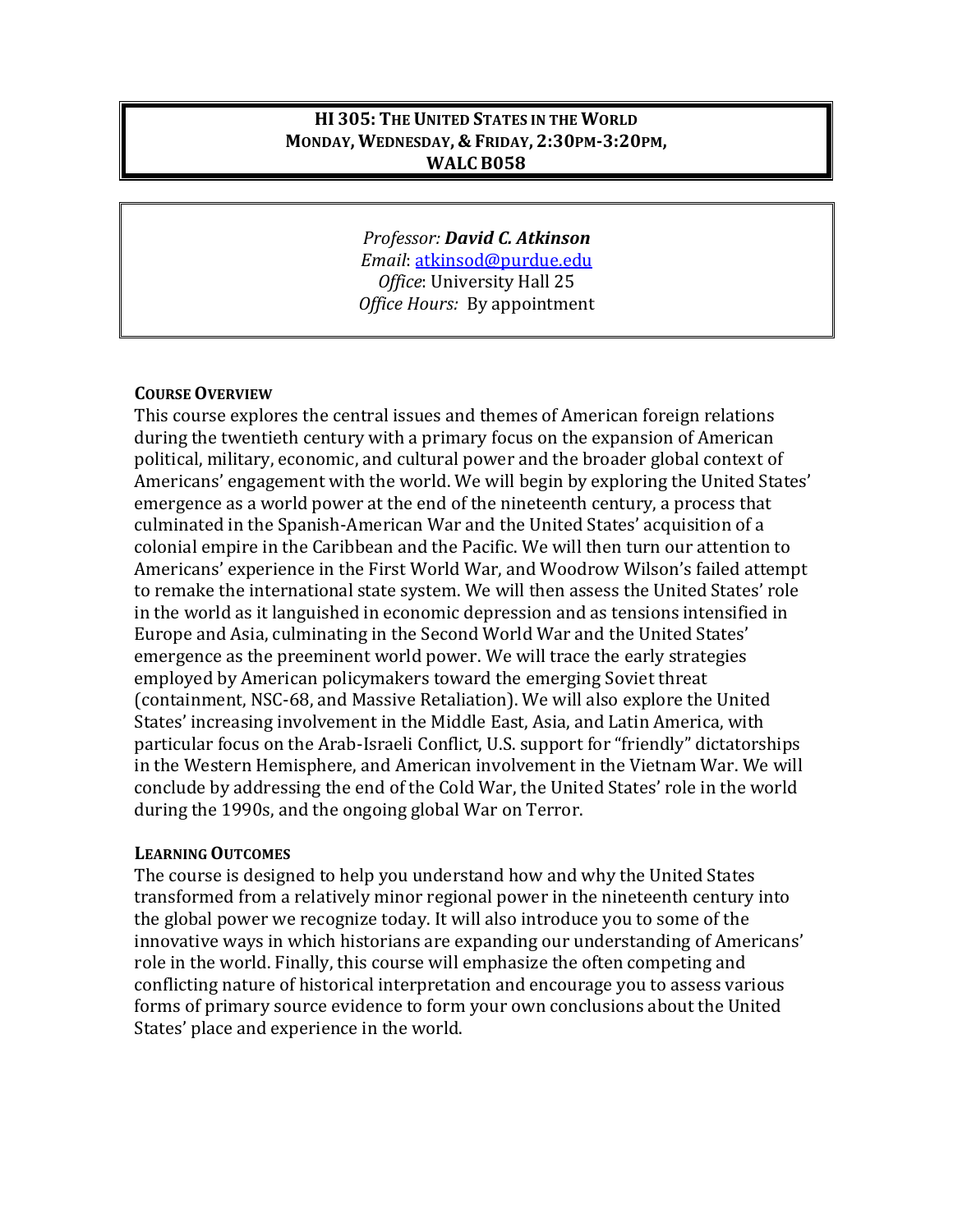# HI 305: THE UNITED STATES IN THE WORLD
## MONDAY, WEDNESDAY, & FRIDAY, 2:30PM-3:20PM, WALC B058

*Professor:* ***David C. Atkinson***
*Email*: atkinsod@purdue.edu
*Office*: University Hall 25
*Office Hours:* By appointment

**COURSE OVERVIEW**

This course explores the central issues and themes of American foreign relations during the twentieth century with a primary focus on the expansion of American political, military, economic, and cultural power and the broader global context of Americans' engagement with the world. We will begin by exploring the United States' emergence as a world power at the end of the nineteenth century, a process that culminated in the Spanish-American War and the United States' acquisition of a colonial empire in the Caribbean and the Pacific. We will then turn our attention to Americans' experience in the First World War, and Woodrow Wilson's failed attempt to remake the international state system. We will then assess the United States' role in the world as it languished in economic depression and as tensions intensified in Europe and Asia, culminating in the Second World War and the United States' emergence as the preeminent world power. We will trace the early strategies employed by American policymakers toward the emerging Soviet threat (containment, NSC-68, and Massive Retaliation). We will also explore the United States' increasing involvement in the Middle East, Asia, and Latin America, with particular focus on the Arab-Israeli Conflict, U.S. support for "friendly" dictatorships in the Western Hemisphere, and American involvement in the Vietnam War. We will conclude by addressing the end of the Cold War, the United States' role in the world during the 1990s, and the ongoing global War on Terror.

**LEARNING OUTCOMES**

The course is designed to help you understand how and why the United States transformed from a relatively minor regional power in the nineteenth century into the global power we recognize today. It will also introduce you to some of the innovative ways in which historians are expanding our understanding of Americans' role in the world. Finally, this course will emphasize the often competing and conflicting nature of historical interpretation and encourage you to assess various forms of primary source evidence to form your own conclusions about the United States' place and experience in the world.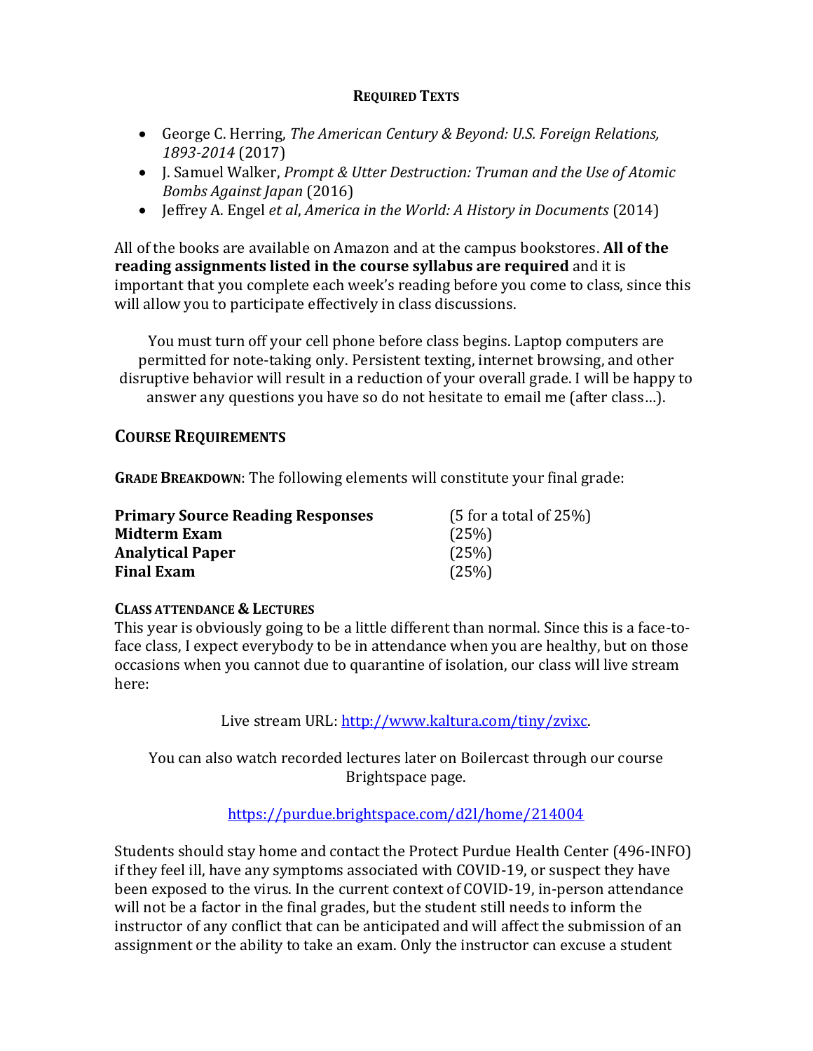**REQUIRED TEXTS**

- George C. Herring, *The American Century & Beyond: U.S. Foreign Relations, 1893-2014* (2017)
- J. Samuel Walker, *Prompt & Utter Destruction: Truman and the Use of Atomic Bombs Against Japan* (2016)
- Jeffrey A. Engel *et al*, *America in the World: A History in Documents* (2014)

All of the books are available on Amazon and at the campus bookstores. **All of the reading assignments listed in the course syllabus are required** and it is important that you complete each week's reading before you come to class, since this will allow you to participate effectively in class discussions.

You must turn off your cell phone before class begins. Laptop computers are permitted for note-taking only. Persistent texting, internet browsing, and other disruptive behavior will result in a reduction of your overall grade. I will be happy to answer any questions you have so do not hesitate to email me (after class…).

## COURSE REQUIREMENTS

**GRADE BREAKDOWN**: The following elements will constitute your final grade:

| | |
|---|---|
| **Primary Source Reading Responses** | (5 for a total of 25%) |
| **Midterm Exam** | (25%) |
| **Analytical Paper** | (25%) |
| **Final Exam** | (25%) |

**CLASS ATTENDANCE & LECTURES**

This year is obviously going to be a little different than normal. Since this is a face-to-face class, I expect everybody to be in attendance when you are healthy, but on those occasions when you cannot due to quarantine of isolation, our class will live stream here:

Live stream URL: http://www.kaltura.com/tiny/zvixc.

You can also watch recorded lectures later on Boilercast through our course Brightspace page.

https://purdue.brightspace.com/d2l/home/214004

Students should stay home and contact the Protect Purdue Health Center (496-INFO) if they feel ill, have any symptoms associated with COVID-19, or suspect they have been exposed to the virus. In the current context of COVID-19, in-person attendance will not be a factor in the final grades, but the student still needs to inform the instructor of any conflict that can be anticipated and will affect the submission of an assignment or the ability to take an exam. Only the instructor can excuse a student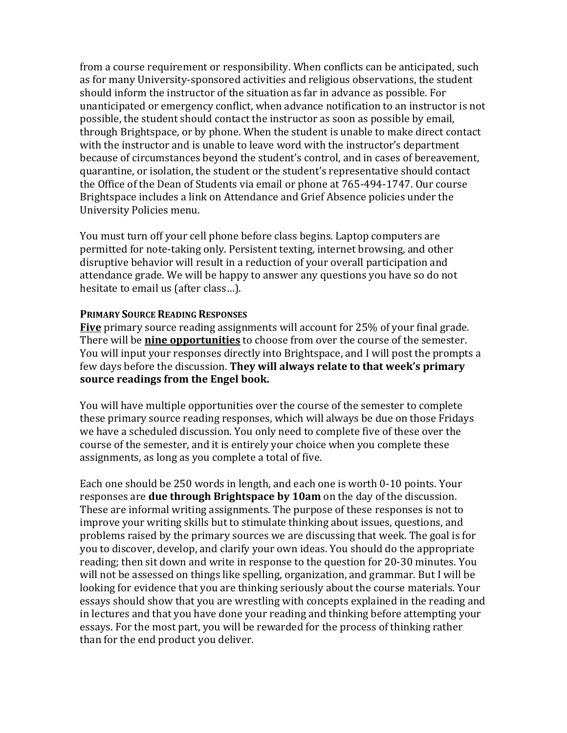from a course requirement or responsibility. When conflicts can be anticipated, such as for many University-sponsored activities and religious observations, the student should inform the instructor of the situation as far in advance as possible. For unanticipated or emergency conflict, when advance notification to an instructor is not possible, the student should contact the instructor as soon as possible by email, through Brightspace, or by phone. When the student is unable to make direct contact with the instructor and is unable to leave word with the instructor's department because of circumstances beyond the student's control, and in cases of bereavement, quarantine, or isolation, the student or the student's representative should contact the Office of the Dean of Students via email or phone at 765-494-1747. Our course Brightspace includes a link on Attendance and Grief Absence policies under the University Policies menu.

You must turn off your cell phone before class begins. Laptop computers are permitted for note-taking only. Persistent texting, internet browsing, and other disruptive behavior will result in a reduction of your overall participation and attendance grade. We will be happy to answer any questions you have so do not hesitate to email us (after class…).

**PRIMARY SOURCE READING RESPONSES**

**Five** primary source reading assignments will account for 25% of your final grade. There will be **nine opportunities** to choose from over the course of the semester. You will input your responses directly into Brightspace, and I will post the prompts a few days before the discussion. **They will always relate to that week's primary source readings from the Engel book.**

You will have multiple opportunities over the course of the semester to complete these primary source reading responses, which will always be due on those Fridays we have a scheduled discussion. You only need to complete five of these over the course of the semester, and it is entirely your choice when you complete these assignments, as long as you complete a total of five.

Each one should be 250 words in length, and each one is worth 0-10 points. Your responses are **due through Brightspace by 10am** on the day of the discussion. These are informal writing assignments. The purpose of these responses is not to improve your writing skills but to stimulate thinking about issues, questions, and problems raised by the primary sources we are discussing that week. The goal is for you to discover, develop, and clarify your own ideas. You should do the appropriate reading; then sit down and write in response to the question for 20-30 minutes. You will not be assessed on things like spelling, organization, and grammar. But I will be looking for evidence that you are thinking seriously about the course materials. Your essays should show that you are wrestling with concepts explained in the reading and in lectures and that you have done your reading and thinking before attempting your essays. For the most part, you will be rewarded for the process of thinking rather than for the end product you deliver.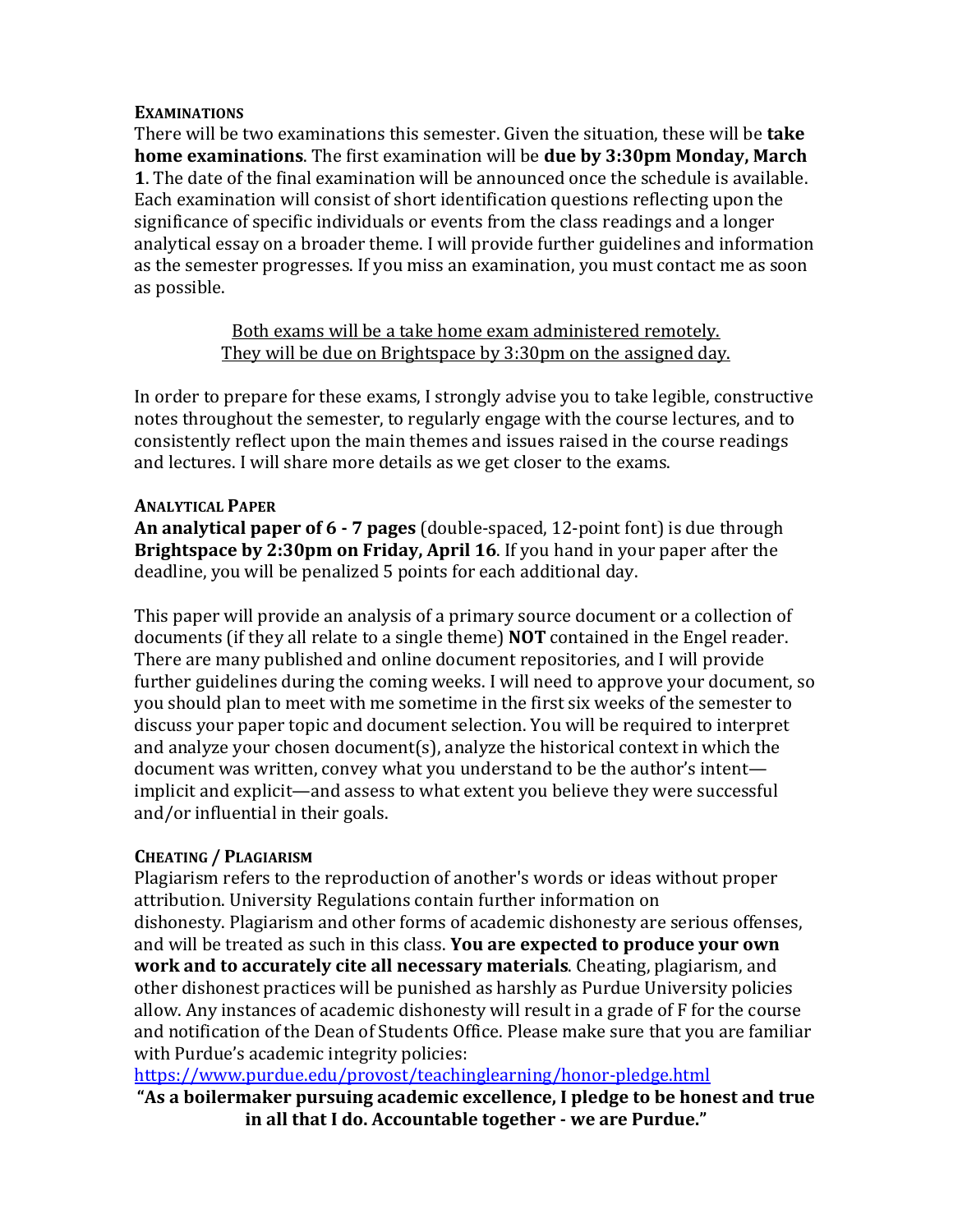### EXAMINATIONS

There will be two examinations this semester. Given the situation, these will be **take home examinations**. The first examination will be **due by 3:30pm Monday, March 1**. The date of the final examination will be announced once the schedule is available. Each examination will consist of short identification questions reflecting upon the significance of specific individuals or events from the class readings and a longer analytical essay on a broader theme. I will provide further guidelines and information as the semester progresses. If you miss an examination, you must contact me as soon as possible.

<u>Both exams will be a take home exam administered remotely.</u>
<u>They will be due on Brightspace by 3:30pm on the assigned day.</u>

In order to prepare for these exams, I strongly advise you to take legible, constructive notes throughout the semester, to regularly engage with the course lectures, and to consistently reflect upon the main themes and issues raised in the course readings and lectures. I will share more details as we get closer to the exams.

### ANALYTICAL PAPER

**An analytical paper of 6 - 7 pages** (double-spaced, 12-point font) is due through **Brightspace by 2:30pm on Friday, April 16**. If you hand in your paper after the deadline, you will be penalized 5 points for each additional day.

This paper will provide an analysis of a primary source document or a collection of documents (if they all relate to a single theme) **NOT** contained in the Engel reader. There are many published and online document repositories, and I will provide further guidelines during the coming weeks. I will need to approve your document, so you should plan to meet with me sometime in the first six weeks of the semester to discuss your paper topic and document selection. You will be required to interpret and analyze your chosen document(s), analyze the historical context in which the document was written, convey what you understand to be the author's intent—implicit and explicit—and assess to what extent you believe they were successful and/or influential in their goals.

### CHEATING / PLAGIARISM

Plagiarism refers to the reproduction of another's words or ideas without proper attribution. University Regulations contain further information on dishonesty. Plagiarism and other forms of academic dishonesty are serious offenses, and will be treated as such in this class. **You are expected to produce your own work and to accurately cite all necessary materials**. Cheating, plagiarism, and other dishonest practices will be punished as harshly as Purdue University policies allow. Any instances of academic dishonesty will result in a grade of F for the course and notification of the Dean of Students Office. Please make sure that you are familiar with Purdue's academic integrity policies:
https://www.purdue.edu/provost/teachinglearning/honor-pledge.html

**"As a boilermaker pursuing academic excellence, I pledge to be honest and true in all that I do. Accountable together - we are Purdue."**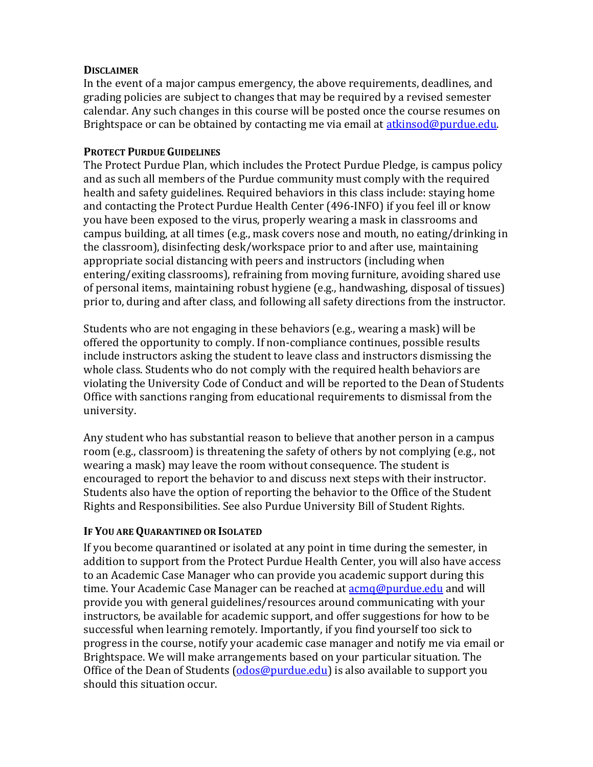**Disclaimer**

In the event of a major campus emergency, the above requirements, deadlines, and grading policies are subject to changes that may be required by a revised semester calendar. Any such changes in this course will be posted once the course resumes on Brightspace or can be obtained by contacting me via email at atkinsod@purdue.edu.

**Protect Purdue Guidelines**

The Protect Purdue Plan, which includes the Protect Purdue Pledge, is campus policy and as such all members of the Purdue community must comply with the required health and safety guidelines. Required behaviors in this class include: staying home and contacting the Protect Purdue Health Center (496-INFO) if you feel ill or know you have been exposed to the virus, properly wearing a mask in classrooms and campus building, at all times (e.g., mask covers nose and mouth, no eating/drinking in the classroom), disinfecting desk/workspace prior to and after use, maintaining appropriate social distancing with peers and instructors (including when entering/exiting classrooms), refraining from moving furniture, avoiding shared use of personal items, maintaining robust hygiene (e.g., handwashing, disposal of tissues) prior to, during and after class, and following all safety directions from the instructor.

Students who are not engaging in these behaviors (e.g., wearing a mask) will be offered the opportunity to comply. If non-compliance continues, possible results include instructors asking the student to leave class and instructors dismissing the whole class. Students who do not comply with the required health behaviors are violating the University Code of Conduct and will be reported to the Dean of Students Office with sanctions ranging from educational requirements to dismissal from the university.

Any student who has substantial reason to believe that another person in a campus room (e.g., classroom) is threatening the safety of others by not complying (e.g., not wearing a mask) may leave the room without consequence. The student is encouraged to report the behavior to and discuss next steps with their instructor. Students also have the option of reporting the behavior to the Office of the Student Rights and Responsibilities. See also Purdue University Bill of Student Rights.

**If You are Quarantined or Isolated**

If you become quarantined or isolated at any point in time during the semester, in addition to support from the Protect Purdue Health Center, you will also have access to an Academic Case Manager who can provide you academic support during this time. Your Academic Case Manager can be reached at acmq@purdue.edu and will provide you with general guidelines/resources around communicating with your instructors, be available for academic support, and offer suggestions for how to be successful when learning remotely. Importantly, if you find yourself too sick to progress in the course, notify your academic case manager and notify me via email or Brightspace. We will make arrangements based on your particular situation. The Office of the Dean of Students (odos@purdue.edu) is also available to support you should this situation occur.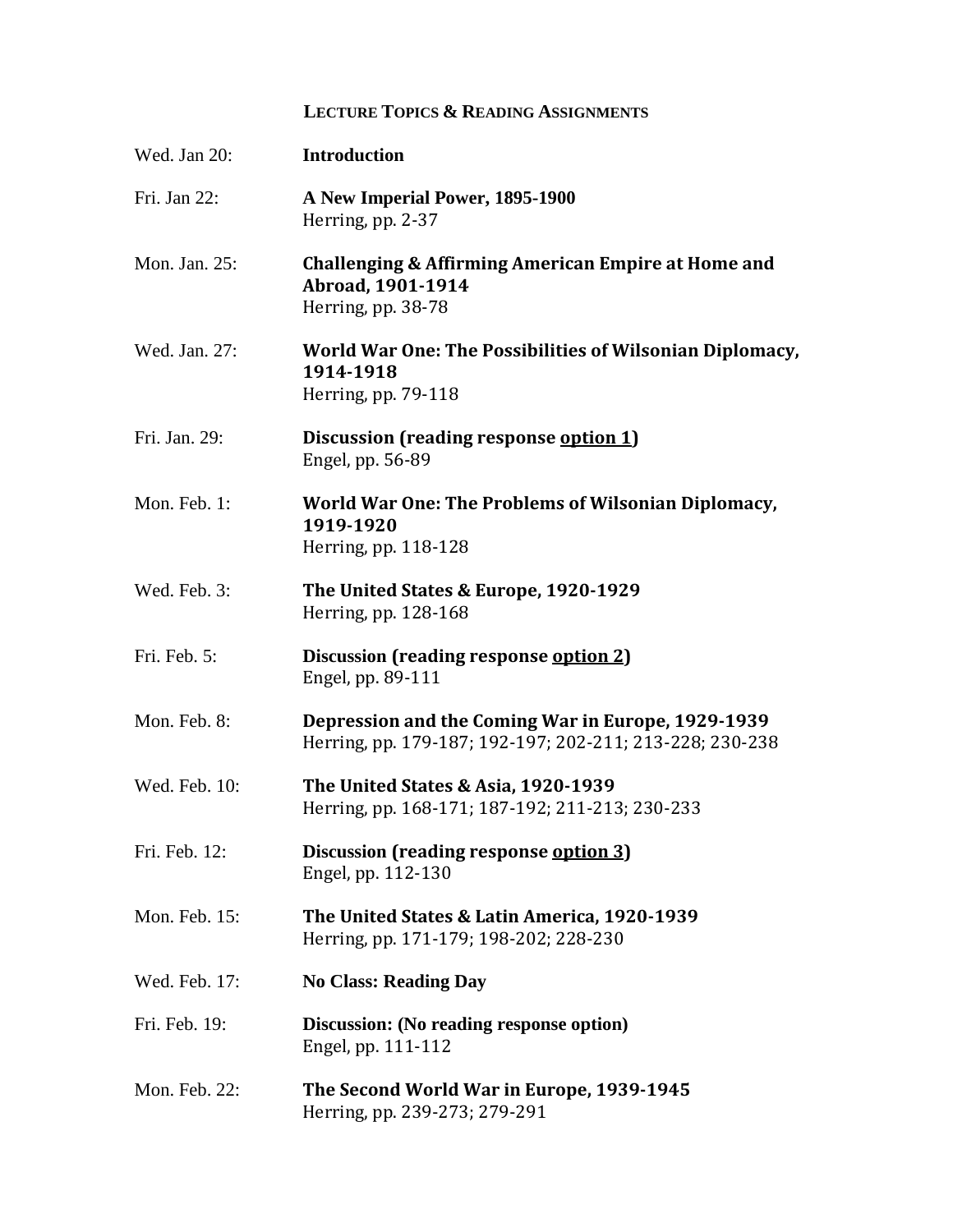## Lecture Topics & Reading Assignments

Wed. Jan 20: **Introduction**

Fri. Jan 22: **A New Imperial Power, 1895-1900**
Herring, pp. 2-37

Mon. Jan. 25: **Challenging & Affirming American Empire at Home and Abroad, 1901-1914**
Herring, pp. 38-78

Wed. Jan. 27: **World War One: The Possibilities of Wilsonian Diplomacy, 1914-1918**
Herring, pp. 79-118

Fri. Jan. 29: **Discussion (reading response <u>option 1</u>)**
Engel, pp. 56-89

Mon. Feb. 1: **World War One: The Problems of Wilsonian Diplomacy, 1919-1920**
Herring, pp. 118-128

Wed. Feb. 3: **The United States & Europe, 1920-1929**
Herring, pp. 128-168

Fri. Feb. 5: **Discussion (reading response <u>option 2</u>)**
Engel, pp. 89-111

Mon. Feb. 8: **Depression and the Coming War in Europe, 1929-1939**
Herring, pp. 179-187; 192-197; 202-211; 213-228; 230-238

Wed. Feb. 10: **The United States & Asia, 1920-1939**
Herring, pp. 168-171; 187-192; 211-213; 230-233

Fri. Feb. 12: **Discussion (reading response <u>option 3</u>)**
Engel, pp. 112-130

Mon. Feb. 15: **The United States & Latin America, 1920-1939**
Herring, pp. 171-179; 198-202; 228-230

Wed. Feb. 17: **No Class: Reading Day**

Fri. Feb. 19: **Discussion: (No reading response option)**
Engel, pp. 111-112

Mon. Feb. 22: **The Second World War in Europe, 1939-1945**
Herring, pp. 239-273; 279-291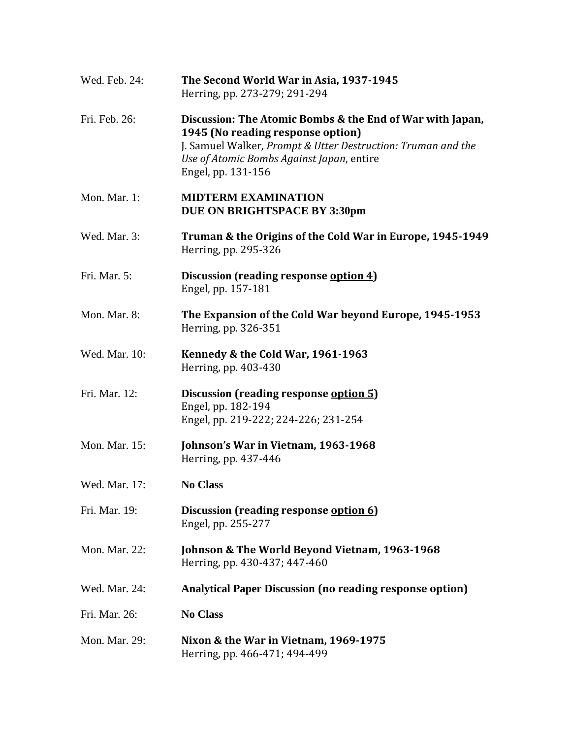Wed. Feb. 24: **The Second World War in Asia, 1937-1945**
Herring, pp. 273-279; 291-294

Fri. Feb. 26: **Discussion: The Atomic Bombs & the End of War with Japan, 1945 (No reading response option)**
J. Samuel Walker, *Prompt & Utter Destruction: Truman and the Use of Atomic Bombs Against Japan*, entire
Engel, pp. 131-156

Mon. Mar. 1: **MIDTERM EXAMINATION**
**DUE ON BRIGHTSPACE BY 3:30pm**

Wed. Mar. 3: **Truman & the Origins of the Cold War in Europe, 1945-1949**
Herring, pp. 295-326

Fri. Mar. 5: **Discussion (reading response <u>option 4</u>)**
Engel, pp. 157-181

Mon. Mar. 8: **The Expansion of the Cold War beyond Europe, 1945-1953**
Herring, pp. 326-351

Wed. Mar. 10: **Kennedy & the Cold War, 1961-1963**
Herring, pp. 403-430

Fri. Mar. 12: **Discussion (reading response <u>option 5</u>)**
Engel, pp. 182-194
Engel, pp. 219-222; 224-226; 231-254

Mon. Mar. 15: **Johnson's War in Vietnam, 1963-1968**
Herring, pp. 437-446

Wed. Mar. 17: **No Class**

Fri. Mar. 19: **Discussion (reading response <u>option 6</u>)**
Engel, pp. 255-277

Mon. Mar. 22: **Johnson & The World Beyond Vietnam, 1963-1968**
Herring, pp. 430-437; 447-460

Wed. Mar. 24: **Analytical Paper Discussion (no reading response option)**

Fri. Mar. 26: **No Class**

Mon. Mar. 29: **Nixon & the War in Vietnam, 1969-1975**
Herring, pp. 466-471; 494-499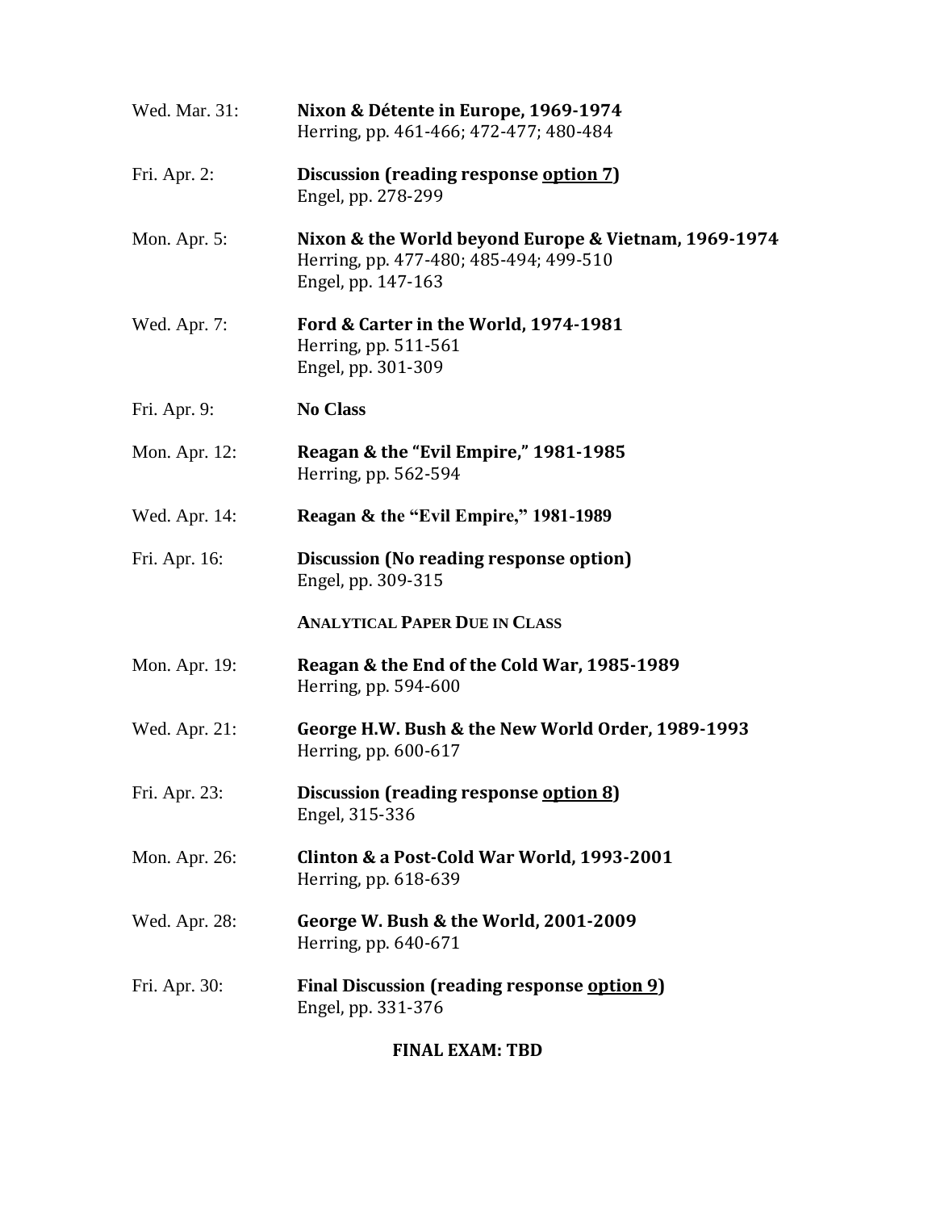Wed. Mar. 31: **Nixon & Détente in Europe, 1969-1974**
Herring, pp. 461-466; 472-477; 480-484

Fri. Apr. 2: **Discussion (reading response <u>option 7</u>)**
Engel, pp. 278-299

Mon. Apr. 5: **Nixon & the World beyond Europe & Vietnam, 1969-1974**
Herring, pp. 477-480; 485-494; 499-510
Engel, pp. 147-163

Wed. Apr. 7: **Ford & Carter in the World, 1974-1981**
Herring, pp. 511-561
Engel, pp. 301-309

Fri. Apr. 9: **No Class**

Mon. Apr. 12: **Reagan & the "Evil Empire," 1981-1985**
Herring, pp. 562-594

Wed. Apr. 14: **Reagan & the "Evil Empire," 1981-1989**

Fri. Apr. 16: **Discussion (No reading response option)**
Engel, pp. 309-315

**ANALYTICAL PAPER DUE IN CLASS**

Mon. Apr. 19: **Reagan & the End of the Cold War, 1985-1989**
Herring, pp. 594-600

Wed. Apr. 21: **George H.W. Bush & the New World Order, 1989-1993**
Herring, pp. 600-617

Fri. Apr. 23: **Discussion (reading response <u>option 8</u>)**
Engel, 315-336

Mon. Apr. 26: **Clinton & a Post-Cold War World, 1993-2001**
Herring, pp. 618-639

Wed. Apr. 28: **George W. Bush & the World, 2001-2009**
Herring, pp. 640-671

Fri. Apr. 30: **Final Discussion (reading response <u>option 9</u>)**
Engel, pp. 331-376

**FINAL EXAM: TBD**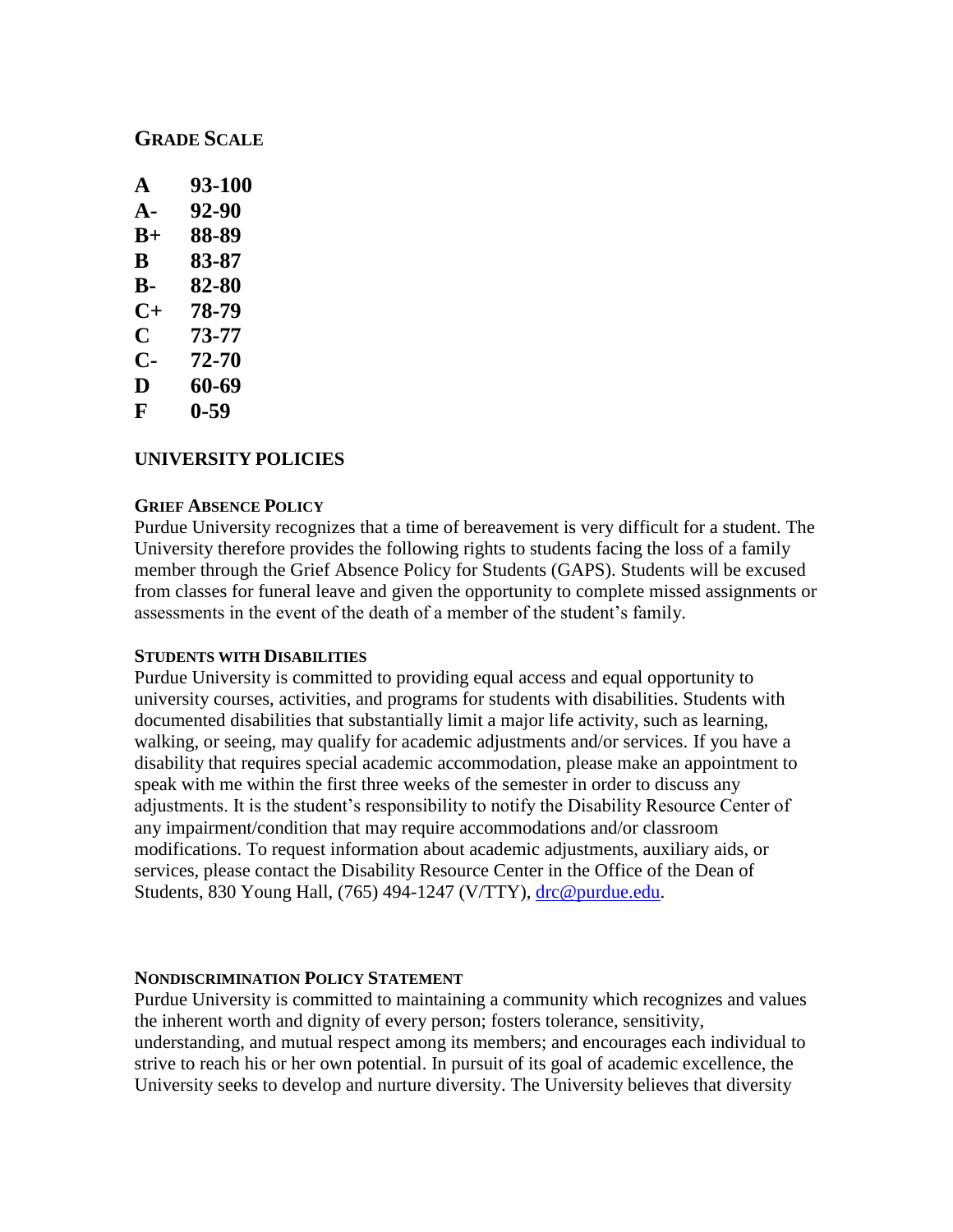## GRADE SCALE

| | |
|---|---|
| **A** | **93-100** |
| **A-** | **92-90** |
| **B+** | **88-89** |
| **B** | **83-87** |
| **B-** | **82-80** |
| **C+** | **78-79** |
| **C** | **73-77** |
| **C-** | **72-70** |
| **D** | **60-69** |
| **F** | **0-59** |

## UNIVERSITY POLICIES

### GRIEF ABSENCE POLICY

Purdue University recognizes that a time of bereavement is very difficult for a student. The University therefore provides the following rights to students facing the loss of a family member through the Grief Absence Policy for Students (GAPS). Students will be excused from classes for funeral leave and given the opportunity to complete missed assignments or assessments in the event of the death of a member of the student's family.

### STUDENTS WITH DISABILITIES

Purdue University is committed to providing equal access and equal opportunity to university courses, activities, and programs for students with disabilities. Students with documented disabilities that substantially limit a major life activity, such as learning, walking, or seeing, may qualify for academic adjustments and/or services. If you have a disability that requires special academic accommodation, please make an appointment to speak with me within the first three weeks of the semester in order to discuss any adjustments. It is the student's responsibility to notify the Disability Resource Center of any impairment/condition that may require accommodations and/or classroom modifications. To request information about academic adjustments, auxiliary aids, or services, please contact the Disability Resource Center in the Office of the Dean of Students, 830 Young Hall, (765) 494-1247 (V/TTY), drc@purdue.edu.

### NONDISCRIMINATION POLICY STATEMENT

Purdue University is committed to maintaining a community which recognizes and values the inherent worth and dignity of every person; fosters tolerance, sensitivity, understanding, and mutual respect among its members; and encourages each individual to strive to reach his or her own potential. In pursuit of its goal of academic excellence, the University seeks to develop and nurture diversity. The University believes that diversity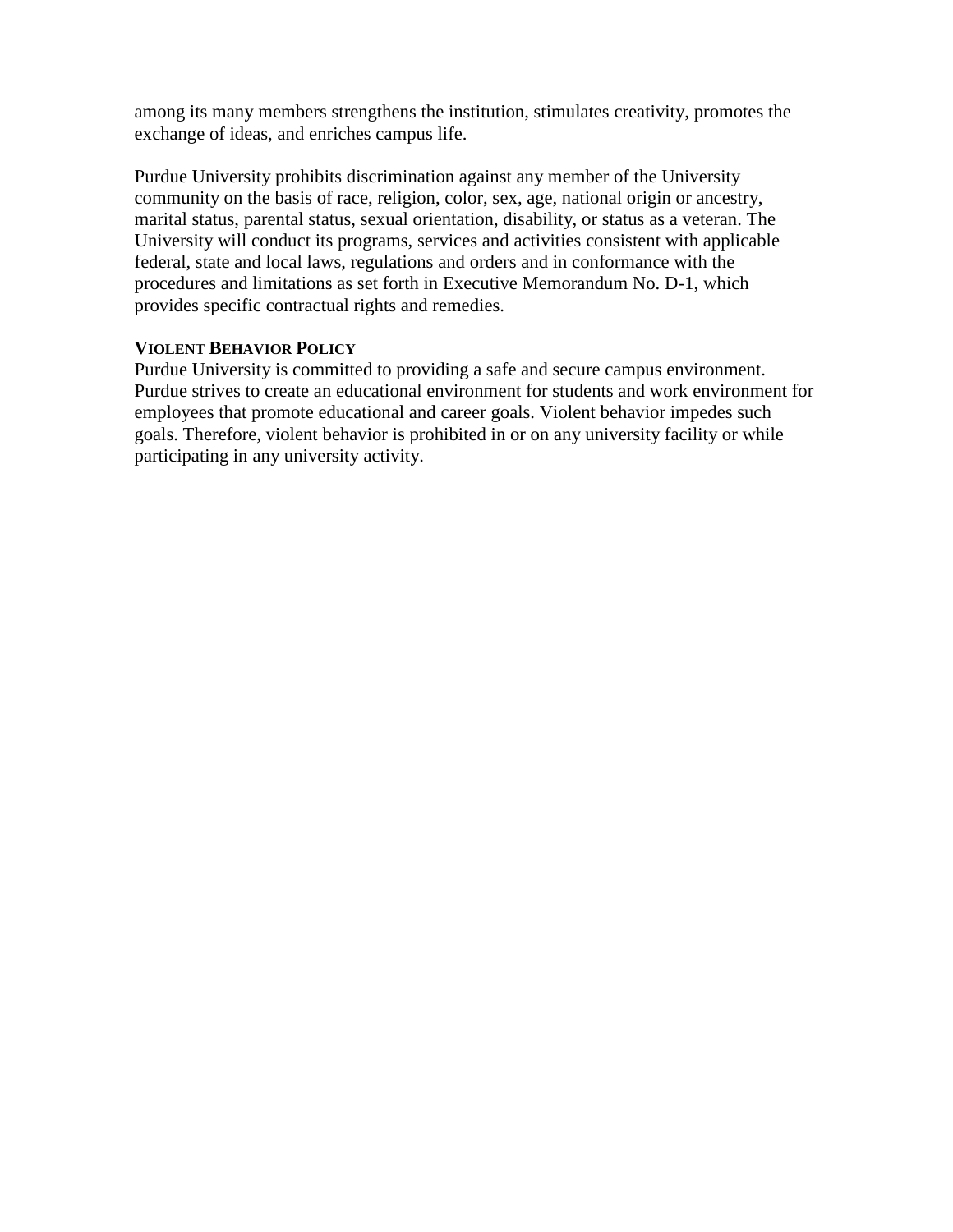among its many members strengthens the institution, stimulates creativity, promotes the exchange of ideas, and enriches campus life.

Purdue University prohibits discrimination against any member of the University community on the basis of race, religion, color, sex, age, national origin or ancestry, marital status, parental status, sexual orientation, disability, or status as a veteran. The University will conduct its programs, services and activities consistent with applicable federal, state and local laws, regulations and orders and in conformance with the procedures and limitations as set forth in Executive Memorandum No. D-1, which provides specific contractual rights and remedies.

**VIOLENT BEHAVIOR POLICY**

Purdue University is committed to providing a safe and secure campus environment. Purdue strives to create an educational environment for students and work environment for employees that promote educational and career goals. Violent behavior impedes such goals. Therefore, violent behavior is prohibited in or on any university facility or while participating in any university activity.